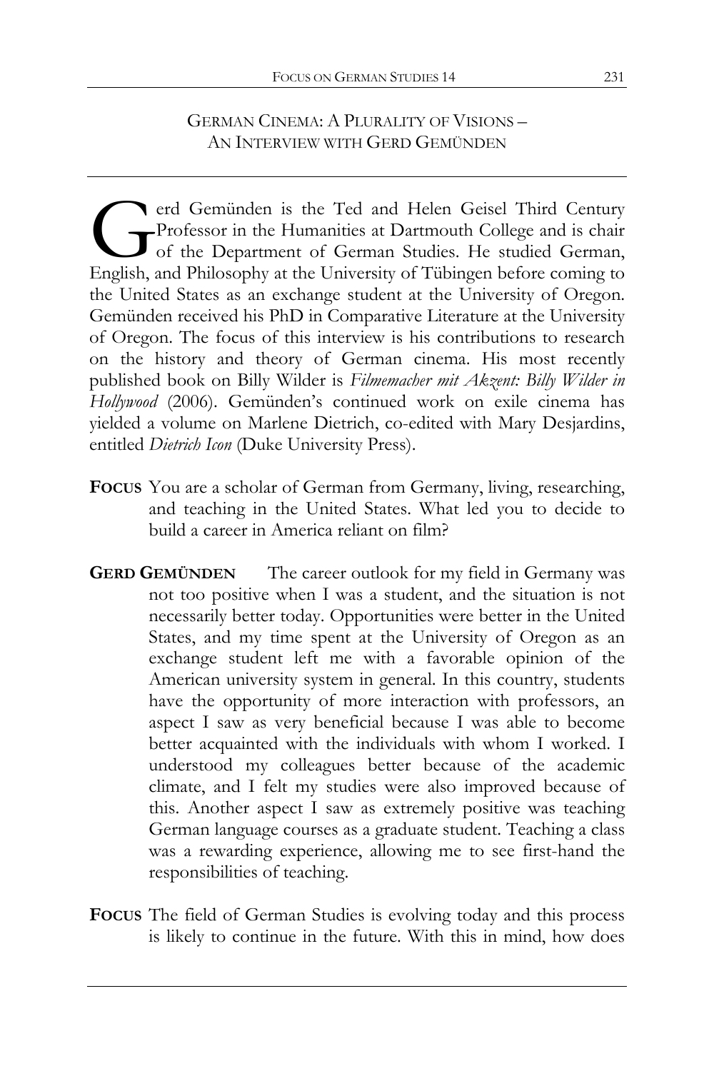# German Cinema: A Plurality of Visions – An Interview with Gerd Gemünden

Gerd Gemünden is the Ted and Helen Geisel Third Century Professor in the Humanities at Dartmouth College and is chair of the Department of German Studies. He studied German, English, and Philosophy at the University of Tübingen before coming to the United States as an exchange student at the University of Oregon. Gemünden received his PhD in Comparative Literature at the University of Oregon. The focus of this interview is his contributions to research on the history and theory of German cinema. His most recently published book on Billy Wilder is *Filmemacher mit Akzent: Billy Wilder in Hollywood* (2006). Gemünden's continued work on exile cinema has yielded a volume on Marlene Dietrich, co-edited with Mary Desjardins, entitled *Dietrich Icon* (Duke University Press).

**FOCUS** You are a scholar of German from Germany, living, researching, and teaching in the United States. What led you to decide to build a career in America reliant on film?

**GERD GEMÜNDEN** The career outlook for my field in Germany was not too positive when I was a student, and the situation is not necessarily better today. Opportunities were better in the United States, and my time spent at the University of Oregon as an exchange student left me with a favorable opinion of the American university system in general. In this country, students have the opportunity of more interaction with professors, an aspect I saw as very beneficial because I was able to become better acquainted with the individuals with whom I worked. I understood my colleagues better because of the academic climate, and I felt my studies were also improved because of this. Another aspect I saw as extremely positive was teaching German language courses as a graduate student. Teaching a class was a rewarding experience, allowing me to see first-hand the responsibilities of teaching.

**FOCUS** The field of German Studies is evolving today and this process is likely to continue in the future. With this in mind, how does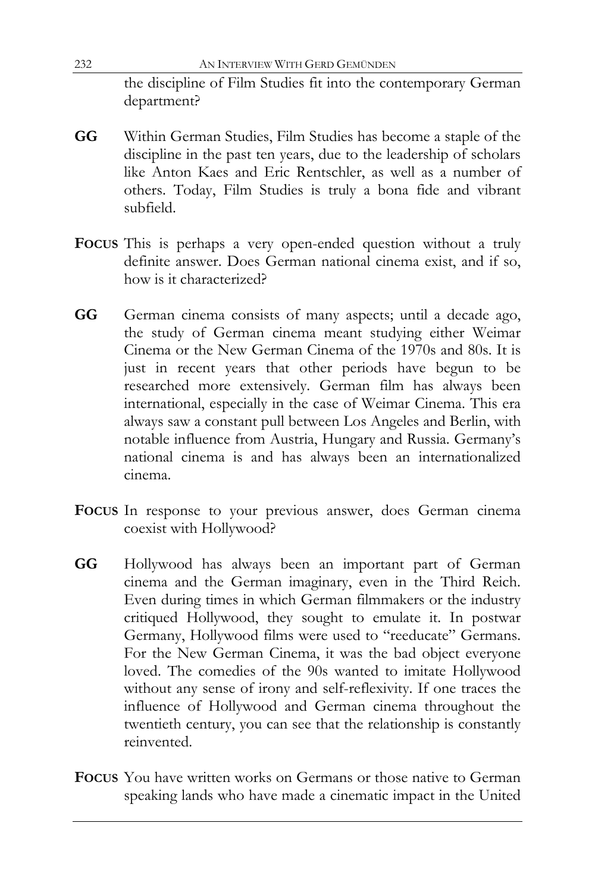the discipline of Film Studies fit into the contemporary German department?

**GG** Within German Studies, Film Studies has become a staple of the discipline in the past ten years, due to the leadership of scholars like Anton Kaes and Eric Rentschler, as well as a number of others. Today, Film Studies is truly a bona fide and vibrant subfield.

**FOCUS** This is perhaps a very open-ended question without a truly definite answer. Does German national cinema exist, and if so, how is it characterized?

**GG** German cinema consists of many aspects; until a decade ago, the study of German cinema meant studying either Weimar Cinema or the New German Cinema of the 1970s and 80s. It is just in recent years that other periods have begun to be researched more extensively. German film has always been international, especially in the case of Weimar Cinema. This era always saw a constant pull between Los Angeles and Berlin, with notable influence from Austria, Hungary and Russia. Germany's national cinema is and has always been an internationalized cinema.

**FOCUS** In response to your previous answer, does German cinema coexist with Hollywood?

**GG** Hollywood has always been an important part of German cinema and the German imaginary, even in the Third Reich. Even during times in which German filmmakers or the industry critiqued Hollywood, they sought to emulate it. In postwar Germany, Hollywood films were used to "reeducate" Germans. For the New German Cinema, it was the bad object everyone loved. The comedies of the 90s wanted to imitate Hollywood without any sense of irony and self-reflexivity. If one traces the influence of Hollywood and German cinema throughout the twentieth century, you can see that the relationship is constantly reinvented.

**FOCUS** You have written works on Germans or those native to German speaking lands who have made a cinematic impact in the United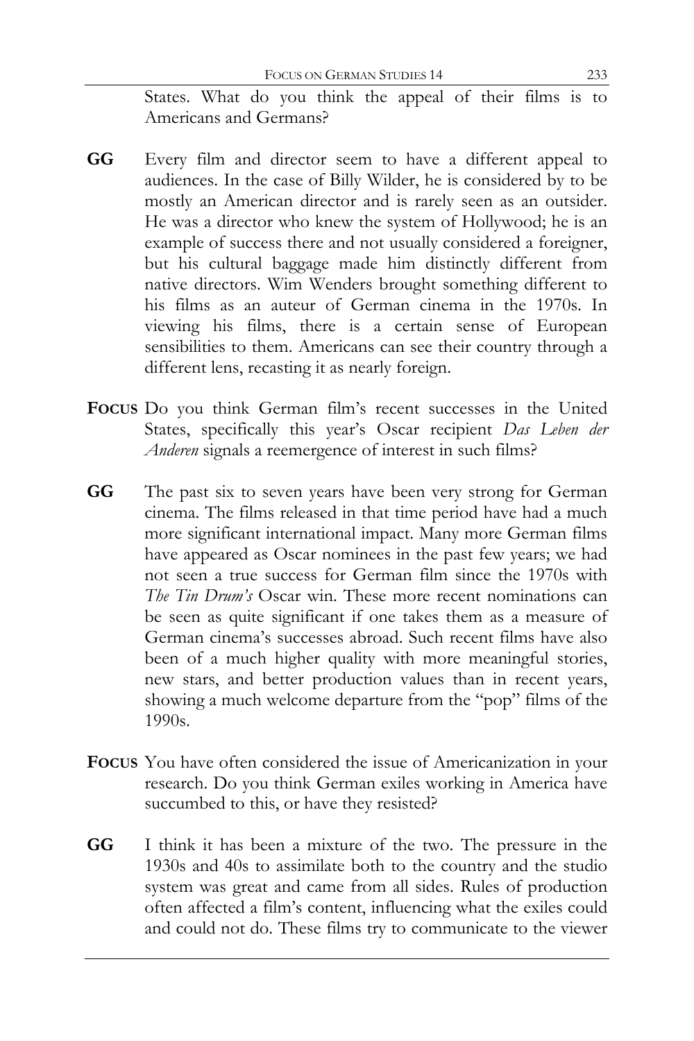States. What do you think the appeal of their films is to Americans and Germans?

**GG** Every film and director seem to have a different appeal to audiences. In the case of Billy Wilder, he is considered by to be mostly an American director and is rarely seen as an outsider. He was a director who knew the system of Hollywood; he is an example of success there and not usually considered a foreigner, but his cultural baggage made him distinctly different from native directors. Wim Wenders brought something different to his films as an auteur of German cinema in the 1970s. In viewing his films, there is a certain sense of European sensibilities to them. Americans can see their country through a different lens, recasting it as nearly foreign.

**FOCUS** Do you think German film's recent successes in the United States, specifically this year's Oscar recipient *Das Leben der Anderen* signals a reemergence of interest in such films?

**GG** The past six to seven years have been very strong for German cinema. The films released in that time period have had a much more significant international impact. Many more German films have appeared as Oscar nominees in the past few years; we had not seen a true success for German film since the 1970s with *The Tin Drum's* Oscar win. These more recent nominations can be seen as quite significant if one takes them as a measure of German cinema's successes abroad. Such recent films have also been of a much higher quality with more meaningful stories, new stars, and better production values than in recent years, showing a much welcome departure from the "pop" films of the 1990s.

**FOCUS** You have often considered the issue of Americanization in your research. Do you think German exiles working in America have succumbed to this, or have they resisted?

**GG** I think it has been a mixture of the two. The pressure in the 1930s and 40s to assimilate both to the country and the studio system was great and came from all sides. Rules of production often affected a film's content, influencing what the exiles could and could not do. These films try to communicate to the viewer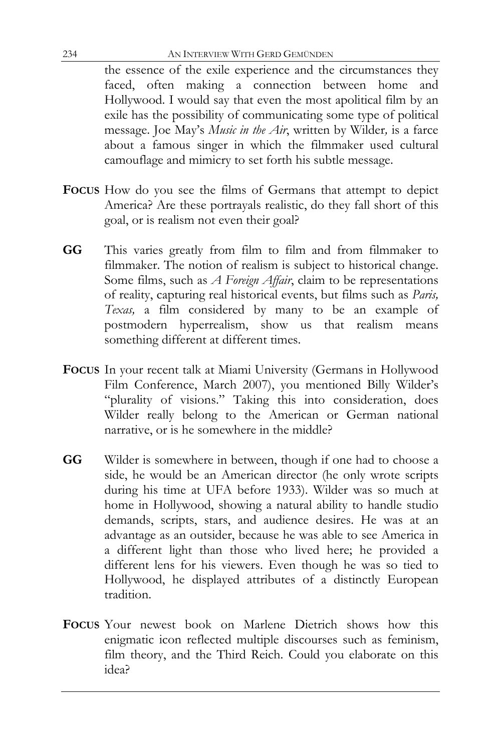the essence of the exile experience and the circumstances they faced, often making a connection between home and Hollywood. I would say that even the most apolitical film by an exile has the possibility of communicating some type of political message. Joe May's *Music in the Air*, written by Wilder, is a farce about a famous singer in which the filmmaker used cultural camouflage and mimicry to set forth his subtle message.

**FOCUS** How do you see the films of Germans that attempt to depict America? Are these portrayals realistic, do they fall short of this goal, or is realism not even their goal?

**GG** This varies greatly from film to film and from filmmaker to filmmaker. The notion of realism is subject to historical change. Some films, such as *A Foreign Affair*, claim to be representations of reality, capturing real historical events, but films such as *Paris, Texas,* a film considered by many to be an example of postmodern hyperrealism, show us that realism means something different at different times.

**FOCUS** In your recent talk at Miami University (Germans in Hollywood Film Conference, March 2007), you mentioned Billy Wilder's "plurality of visions." Taking this into consideration, does Wilder really belong to the American or German national narrative, or is he somewhere in the middle?

**GG** Wilder is somewhere in between, though if one had to choose a side, he would be an American director (he only wrote scripts during his time at UFA before 1933). Wilder was so much at home in Hollywood, showing a natural ability to handle studio demands, scripts, stars, and audience desires. He was at an advantage as an outsider, because he was able to see America in a different light than those who lived here; he provided a different lens for his viewers. Even though he was so tied to Hollywood, he displayed attributes of a distinctly European tradition.

**FOCUS** Your newest book on Marlene Dietrich shows how this enigmatic icon reflected multiple discourses such as feminism, film theory, and the Third Reich. Could you elaborate on this idea?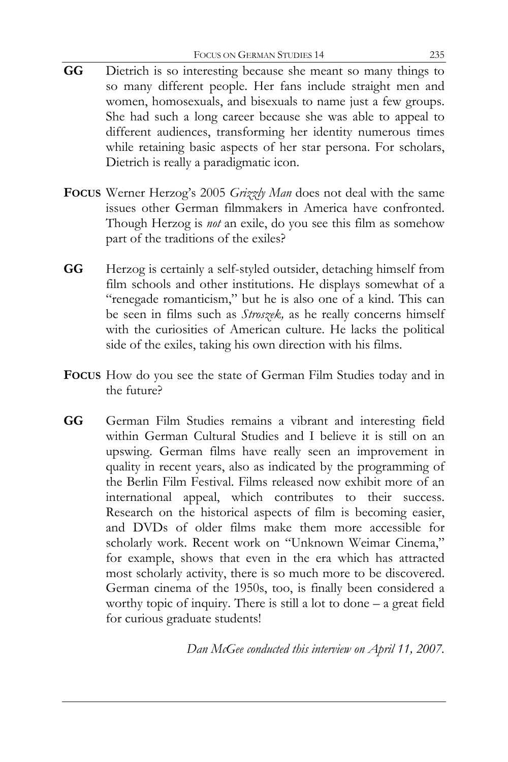**GG** Dietrich is so interesting because she meant so many things to so many different people. Her fans include straight men and women, homosexuals, and bisexuals to name just a few groups. She had such a long career because she was able to appeal to different audiences, transforming her identity numerous times while retaining basic aspects of her star persona. For scholars, Dietrich is really a paradigmatic icon.

**FOCUS** Werner Herzog's 2005 *Grizzly Man* does not deal with the same issues other German filmmakers in America have confronted. Though Herzog is *not* an exile, do you see this film as somehow part of the traditions of the exiles?

**GG** Herzog is certainly a self-styled outsider, detaching himself from film schools and other institutions. He displays somewhat of a "renegade romanticism," but he is also one of a kind. This can be seen in films such as *Stroszek,* as he really concerns himself with the curiosities of American culture. He lacks the political side of the exiles, taking his own direction with his films.

**FOCUS** How do you see the state of German Film Studies today and in the future?

**GG** German Film Studies remains a vibrant and interesting field within German Cultural Studies and I believe it is still on an upswing. German films have really seen an improvement in quality in recent years, also as indicated by the programming of the Berlin Film Festival. Films released now exhibit more of an international appeal, which contributes to their success. Research on the historical aspects of film is becoming easier, and DVDs of older films make them more accessible for scholarly work. Recent work on "Unknown Weimar Cinema," for example, shows that even in the era which has attracted most scholarly activity, there is so much more to be discovered. German cinema of the 1950s, too, is finally been considered a worthy topic of inquiry. There is still a lot to done – a great field for curious graduate students!

*Dan McGee conducted this interview on April 11, 2007.*